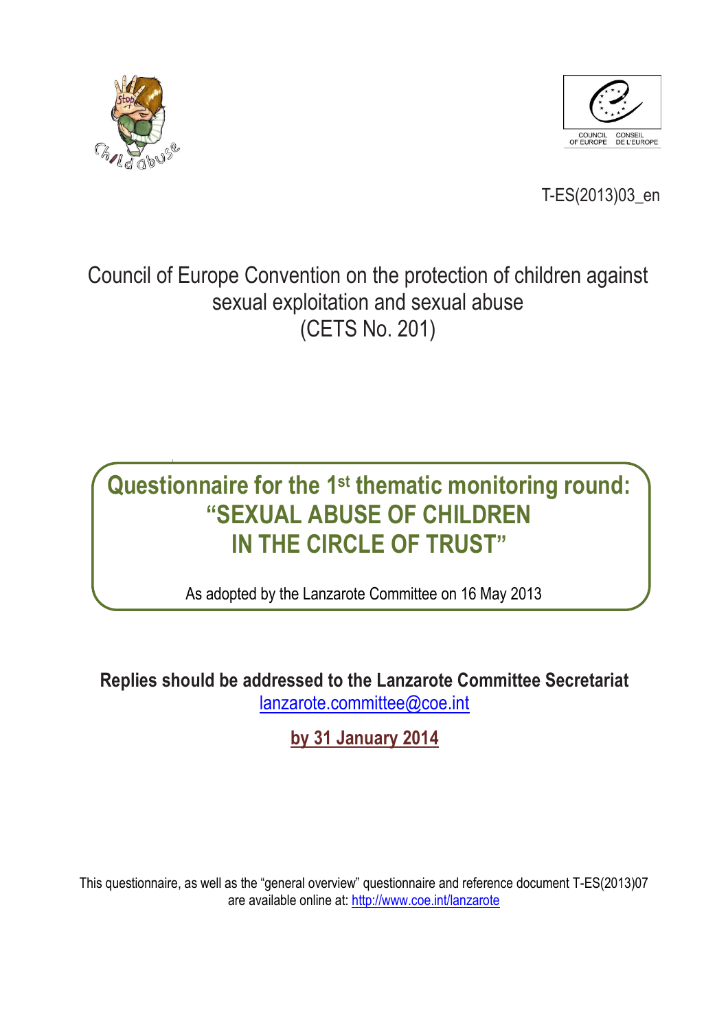T-ES(2013)03_en

# Council of Europe Convention on the protection of children against sexual exploitation and sexual abuse (CETS No. 201)

## Questionnaire for the 1st thematic monitoring round: "SEXUAL ABUSE OF CHILDREN IN THE CIRCLE OF TRUST"

As adopted by the Lanzarote Committee on 16 May 2013

**Replies should be addressed to the Lanzarote Committee Secretariat**
lanzarote.committee@coe.int

**by 31 January 2014**

This questionnaire, as well as the "general overview" questionnaire and reference document T-ES(2013)07 are available online at: http://www.coe.int/lanzarote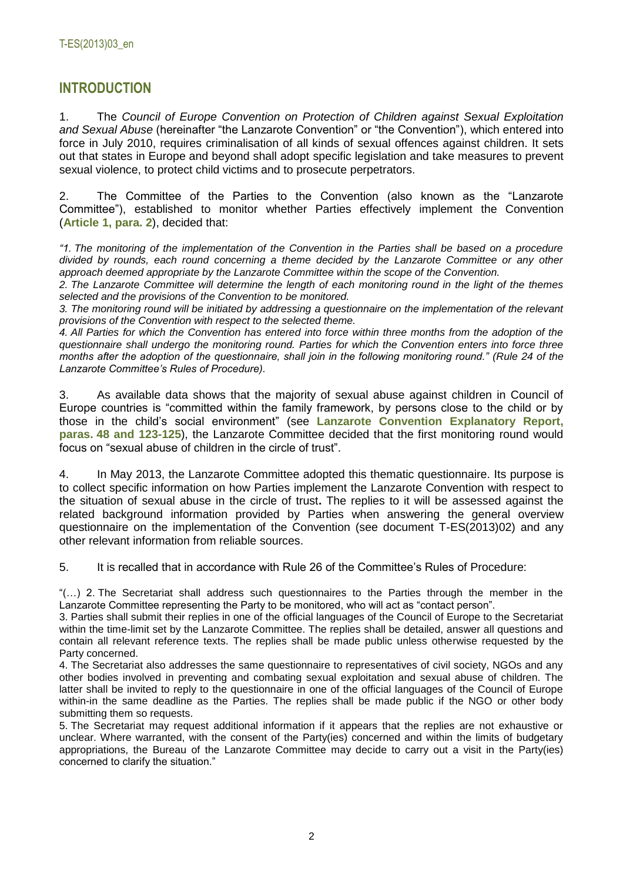## INTRODUCTION

1. The *Council of Europe Convention on Protection of Children against Sexual Exploitation and Sexual Abuse* (hereinafter "the Lanzarote Convention" or "the Convention"), which entered into force in July 2010, requires criminalisation of all kinds of sexual offences against children. It sets out that states in Europe and beyond shall adopt specific legislation and take measures to prevent sexual violence, to protect child victims and to prosecute perpetrators.

2. The Committee of the Parties to the Convention (also known as the "Lanzarote Committee"), established to monitor whether Parties effectively implement the Convention (**Article 1, para. 2**), decided that:

*"1. The monitoring of the implementation of the Convention in the Parties shall be based on a procedure divided by rounds, each round concerning a theme decided by the Lanzarote Committee or any other approach deemed appropriate by the Lanzarote Committee within the scope of the Convention.*
*2. The Lanzarote Committee will determine the length of each monitoring round in the light of the themes selected and the provisions of the Convention to be monitored.*
*3. The monitoring round will be initiated by addressing a questionnaire on the implementation of the relevant provisions of the Convention with respect to the selected theme.*
*4. All Parties for which the Convention has entered into force within three months from the adoption of the questionnaire shall undergo the monitoring round. Parties for which the Convention enters into force three months after the adoption of the questionnaire, shall join in the following monitoring round." (Rule 24 of the Lanzarote Committee's Rules of Procedure).*

3. As available data shows that the majority of sexual abuse against children in Council of Europe countries is "committed within the family framework, by persons close to the child or by those in the child's social environment" (see **Lanzarote Convention Explanatory Report, paras. 48 and 123-125**), the Lanzarote Committee decided that the first monitoring round would focus on "sexual abuse of children in the circle of trust".

4. In May 2013, the Lanzarote Committee adopted this thematic questionnaire. Its purpose is to collect specific information on how Parties implement the Lanzarote Convention with respect to the situation of sexual abuse in the circle of trust**.** The replies to it will be assessed against the related background information provided by Parties when answering the general overview questionnaire on the implementation of the Convention (see document T-ES(2013)02) and any other relevant information from reliable sources.

5. It is recalled that in accordance with Rule 26 of the Committee's Rules of Procedure:

"(…) 2. The Secretariat shall address such questionnaires to the Parties through the member in the Lanzarote Committee representing the Party to be monitored, who will act as "contact person".
3. Parties shall submit their replies in one of the official languages of the Council of Europe to the Secretariat within the time-limit set by the Lanzarote Committee. The replies shall be detailed, answer all questions and contain all relevant reference texts. The replies shall be made public unless otherwise requested by the Party concerned.
4. The Secretariat also addresses the same questionnaire to representatives of civil society, NGOs and any other bodies involved in preventing and combating sexual exploitation and sexual abuse of children. The latter shall be invited to reply to the questionnaire in one of the official languages of the Council of Europe within-in the same deadline as the Parties. The replies shall be made public if the NGO or other body submitting them so requests.
5. The Secretariat may request additional information if it appears that the replies are not exhaustive or unclear. Where warranted, with the consent of the Party(ies) concerned and within the limits of budgetary appropriations, the Bureau of the Lanzarote Committee may decide to carry out a visit in the Party(ies) concerned to clarify the situation."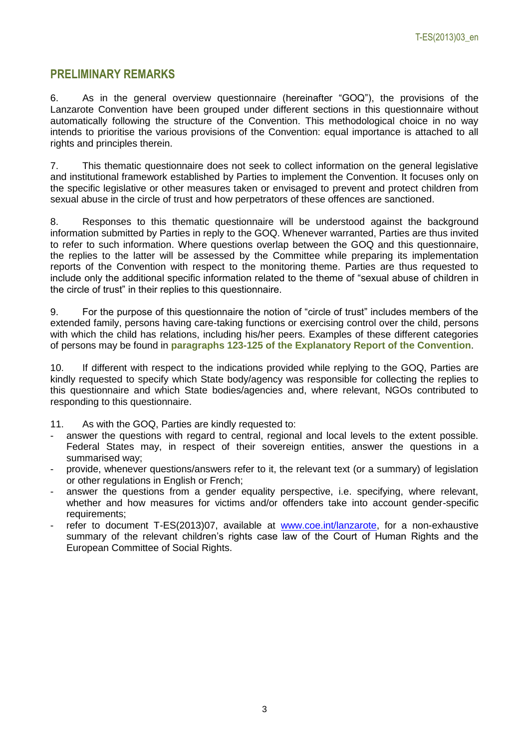## PRELIMINARY REMARKS

6. As in the general overview questionnaire (hereinafter "GOQ"), the provisions of the Lanzarote Convention have been grouped under different sections in this questionnaire without automatically following the structure of the Convention. This methodological choice in no way intends to prioritise the various provisions of the Convention: equal importance is attached to all rights and principles therein.

7. This thematic questionnaire does not seek to collect information on the general legislative and institutional framework established by Parties to implement the Convention. It focuses only on the specific legislative or other measures taken or envisaged to prevent and protect children from sexual abuse in the circle of trust and how perpetrators of these offences are sanctioned.

8. Responses to this thematic questionnaire will be understood against the background information submitted by Parties in reply to the GOQ. Whenever warranted, Parties are thus invited to refer to such information. Where questions overlap between the GOQ and this questionnaire, the replies to the latter will be assessed by the Committee while preparing its implementation reports of the Convention with respect to the monitoring theme. Parties are thus requested to include only the additional specific information related to the theme of "sexual abuse of children in the circle of trust" in their replies to this questionnaire.

9. For the purpose of this questionnaire the notion of "circle of trust" includes members of the extended family, persons having care-taking functions or exercising control over the child, persons with which the child has relations, including his/her peers. Examples of these different categories of persons may be found in **paragraphs 123-125 of the Explanatory Report of the Convention**.

10. If different with respect to the indications provided while replying to the GOQ, Parties are kindly requested to specify which State body/agency was responsible for collecting the replies to this questionnaire and which State bodies/agencies and, where relevant, NGOs contributed to responding to this questionnaire.

11. As with the GOQ, Parties are kindly requested to:

- answer the questions with regard to central, regional and local levels to the extent possible. Federal States may, in respect of their sovereign entities, answer the questions in a summarised way;
- provide, whenever questions/answers refer to it, the relevant text (or a summary) of legislation or other regulations in English or French;
- answer the questions from a gender equality perspective, i.e. specifying, where relevant, whether and how measures for victims and/or offenders take into account gender-specific requirements;
- refer to document T-ES(2013)07, available at www.coe.int/lanzarote, for a non-exhaustive summary of the relevant children's rights case law of the Court of Human Rights and the European Committee of Social Rights.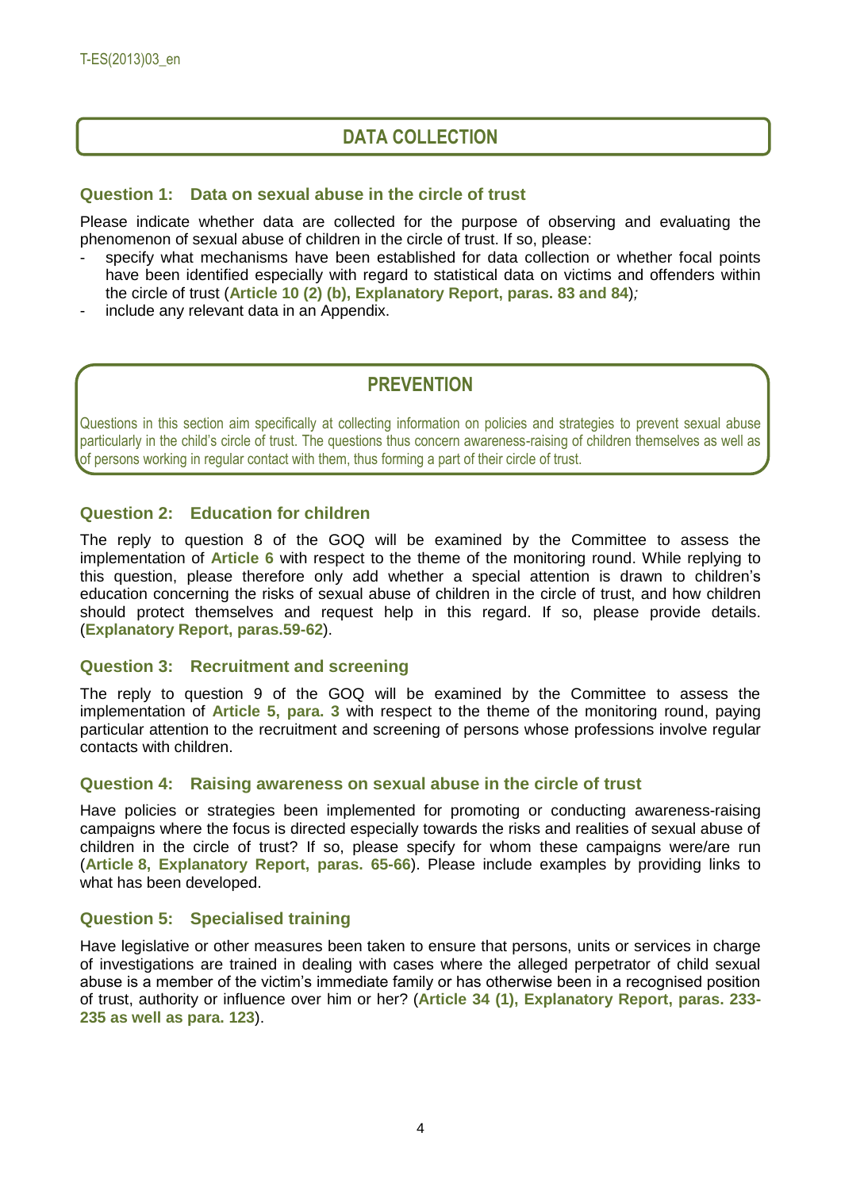## DATA COLLECTION

### Question 1: Data on sexual abuse in the circle of trust

Please indicate whether data are collected for the purpose of observing and evaluating the phenomenon of sexual abuse of children in the circle of trust. If so, please:

- specify what mechanisms have been established for data collection or whether focal points have been identified especially with regard to statistical data on victims and offenders within the circle of trust (**Article 10 (2) (b), Explanatory Report, paras. 83 and 84**)*;*
- include any relevant data in an Appendix.

## PREVENTION

Questions in this section aim specifically at collecting information on policies and strategies to prevent sexual abuse particularly in the child's circle of trust. The questions thus concern awareness-raising of children themselves as well as of persons working in regular contact with them, thus forming a part of their circle of trust.

### Question 2: Education for children

The reply to question 8 of the GOQ will be examined by the Committee to assess the implementation of **Article 6** with respect to the theme of the monitoring round. While replying to this question, please therefore only add whether a special attention is drawn to children's education concerning the risks of sexual abuse of children in the circle of trust, and how children should protect themselves and request help in this regard. If so, please provide details. (**Explanatory Report, paras.59-62**).

### Question 3: Recruitment and screening

The reply to question 9 of the GOQ will be examined by the Committee to assess the implementation of **Article 5, para. 3** with respect to the theme of the monitoring round, paying particular attention to the recruitment and screening of persons whose professions involve regular contacts with children.

### Question 4: Raising awareness on sexual abuse in the circle of trust

Have policies or strategies been implemented for promoting or conducting awareness-raising campaigns where the focus is directed especially towards the risks and realities of sexual abuse of children in the circle of trust? If so, please specify for whom these campaigns were/are run (**Article 8, Explanatory Report, paras. 65-66**). Please include examples by providing links to what has been developed.

### Question 5: Specialised training

Have legislative or other measures been taken to ensure that persons, units or services in charge of investigations are trained in dealing with cases where the alleged perpetrator of child sexual abuse is a member of the victim's immediate family or has otherwise been in a recognised position of trust, authority or influence over him or her? (**Article 34 (1), Explanatory Report, paras. 233-235 as well as para. 123**).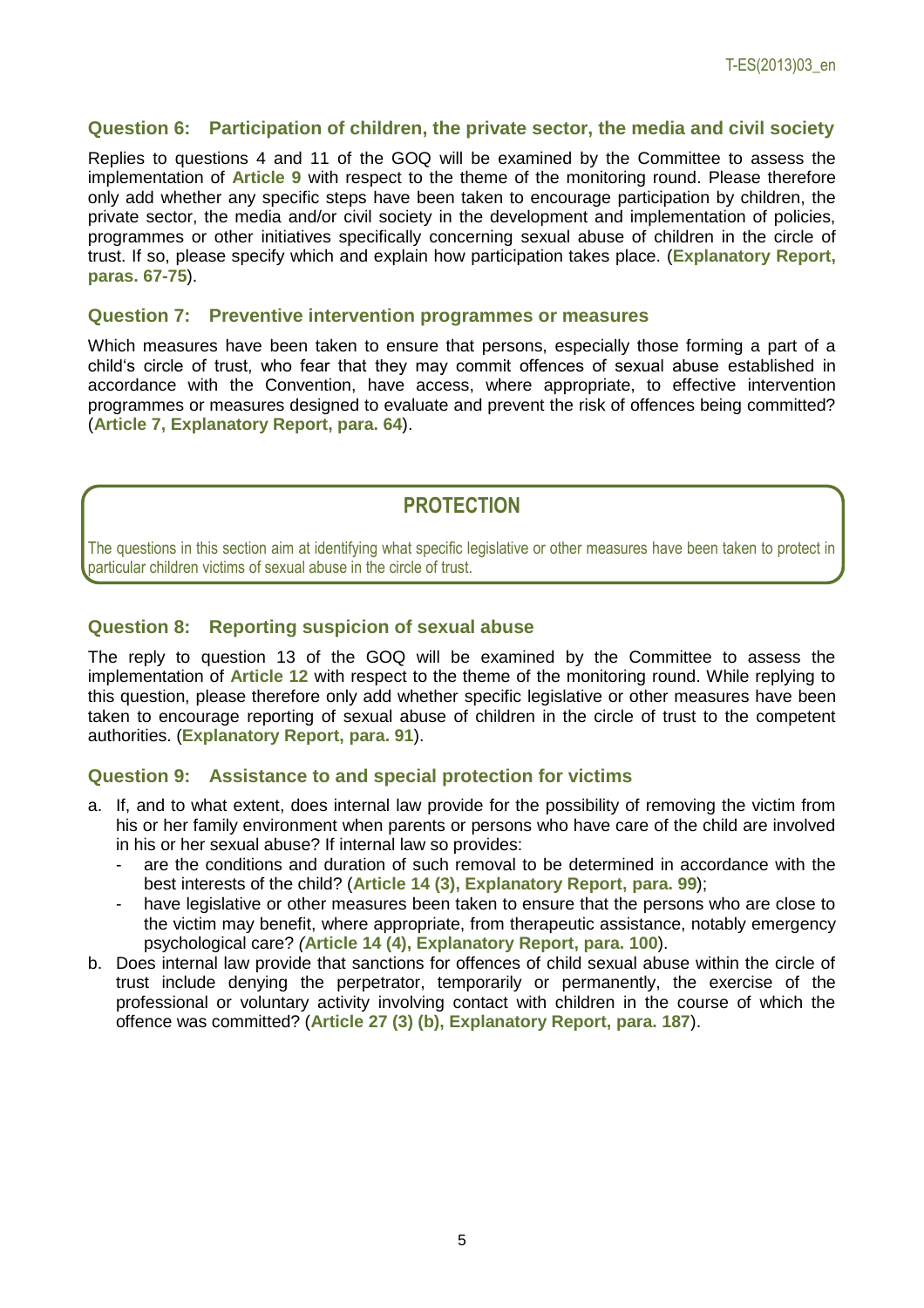### Question 6: Participation of children, the private sector, the media and civil society

Replies to questions 4 and 11 of the GOQ will be examined by the Committee to assess the implementation of **Article 9** with respect to the theme of the monitoring round. Please therefore only add whether any specific steps have been taken to encourage participation by children, the private sector, the media and/or civil society in the development and implementation of policies, programmes or other initiatives specifically concerning sexual abuse of children in the circle of trust. If so, please specify which and explain how participation takes place. (**Explanatory Report, paras. 67-75**).

### Question 7: Preventive intervention programmes or measures

Which measures have been taken to ensure that persons, especially those forming a part of a child's circle of trust, who fear that they may commit offences of sexual abuse established in accordance with the Convention, have access, where appropriate, to effective intervention programmes or measures designed to evaluate and prevent the risk of offences being committed? (**Article 7, Explanatory Report, para. 64**).

## PROTECTION

The questions in this section aim at identifying what specific legislative or other measures have been taken to protect in particular children victims of sexual abuse in the circle of trust.

### Question 8: Reporting suspicion of sexual abuse

The reply to question 13 of the GOQ will be examined by the Committee to assess the implementation of **Article 12** with respect to the theme of the monitoring round. While replying to this question, please therefore only add whether specific legislative or other measures have been taken to encourage reporting of sexual abuse of children in the circle of trust to the competent authorities. (**Explanatory Report, para. 91**).

### Question 9: Assistance to and special protection for victims

a. If, and to what extent, does internal law provide for the possibility of removing the victim from his or her family environment when parents or persons who have care of the child are involved in his or her sexual abuse? If internal law so provides:
   - are the conditions and duration of such removal to be determined in accordance with the best interests of the child? (**Article 14 (3), Explanatory Report, para. 99**);
   - have legislative or other measures been taken to ensure that the persons who are close to the victim may benefit, where appropriate, from therapeutic assistance, notably emergency psychological care? *(***Article 14 (4), Explanatory Report, para. 100**).

b. Does internal law provide that sanctions for offences of child sexual abuse within the circle of trust include denying the perpetrator, temporarily or permanently, the exercise of the professional or voluntary activity involving contact with children in the course of which the offence was committed? (**Article 27 (3) (b), Explanatory Report, para. 187**).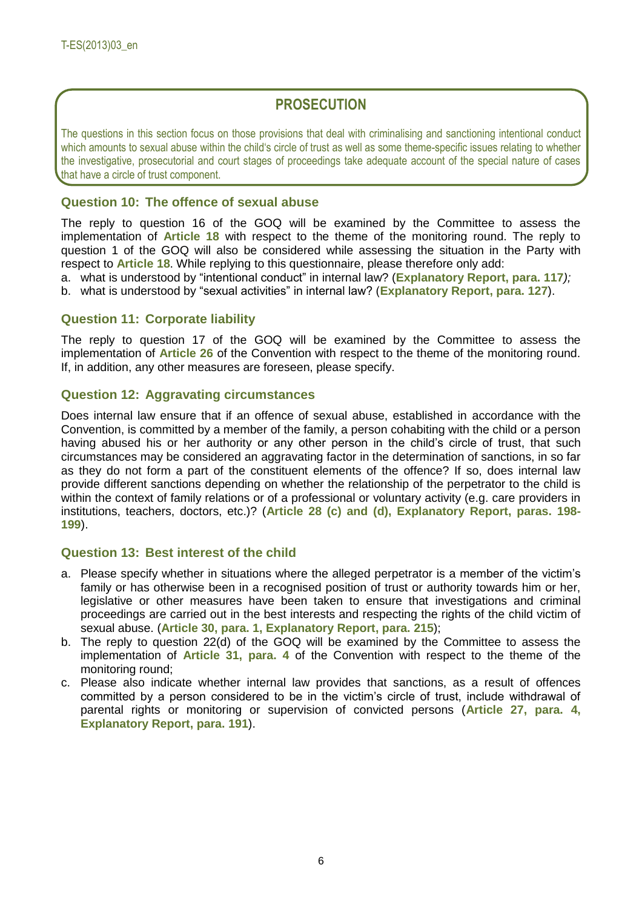## PROSECUTION

The questions in this section focus on those provisions that deal with criminalising and sanctioning intentional conduct which amounts to sexual abuse within the child's circle of trust as well as some theme-specific issues relating to whether the investigative, prosecutorial and court stages of proceedings take adequate account of the special nature of cases that have a circle of trust component.

### Question 10: The offence of sexual abuse

The reply to question 16 of the GOQ will be examined by the Committee to assess the implementation of **Article 18** with respect to the theme of the monitoring round. The reply to question 1 of the GOQ will also be considered while assessing the situation in the Party with respect to **Article 18**. While replying to this questionnaire, please therefore only add:

a. what is understood by "intentional conduct" in internal law? (**Explanatory Report, para. 117***);*
b. what is understood by "sexual activities" in internal law? (**Explanatory Report, para. 127**).

### Question 11: Corporate liability

The reply to question 17 of the GOQ will be examined by the Committee to assess the implementation of **Article 26** of the Convention with respect to the theme of the monitoring round. If, in addition, any other measures are foreseen, please specify.

### Question 12: Aggravating circumstances

Does internal law ensure that if an offence of sexual abuse, established in accordance with the Convention, is committed by a member of the family, a person cohabiting with the child or a person having abused his or her authority or any other person in the child's circle of trust, that such circumstances may be considered an aggravating factor in the determination of sanctions, in so far as they do not form a part of the constituent elements of the offence? If so, does internal law provide different sanctions depending on whether the relationship of the perpetrator to the child is within the context of family relations or of a professional or voluntary activity (e.g. care providers in institutions, teachers, doctors, etc.)? (**Article 28 (c) and (d), Explanatory Report, paras. 198-199**).

### Question 13: Best interest of the child

a. Please specify whether in situations where the alleged perpetrator is a member of the victim's family or has otherwise been in a recognised position of trust or authority towards him or her, legislative or other measures have been taken to ensure that investigations and criminal proceedings are carried out in the best interests and respecting the rights of the child victim of sexual abuse. (**Article 30, para. 1, Explanatory Report, para. 215**);
b. The reply to question 22(d) of the GOQ will be examined by the Committee to assess the implementation of **Article 31, para. 4** of the Convention with respect to the theme of the monitoring round;
c. Please also indicate whether internal law provides that sanctions, as a result of offences committed by a person considered to be in the victim's circle of trust, include withdrawal of parental rights or monitoring or supervision of convicted persons (**Article 27, para. 4, Explanatory Report, para. 191**).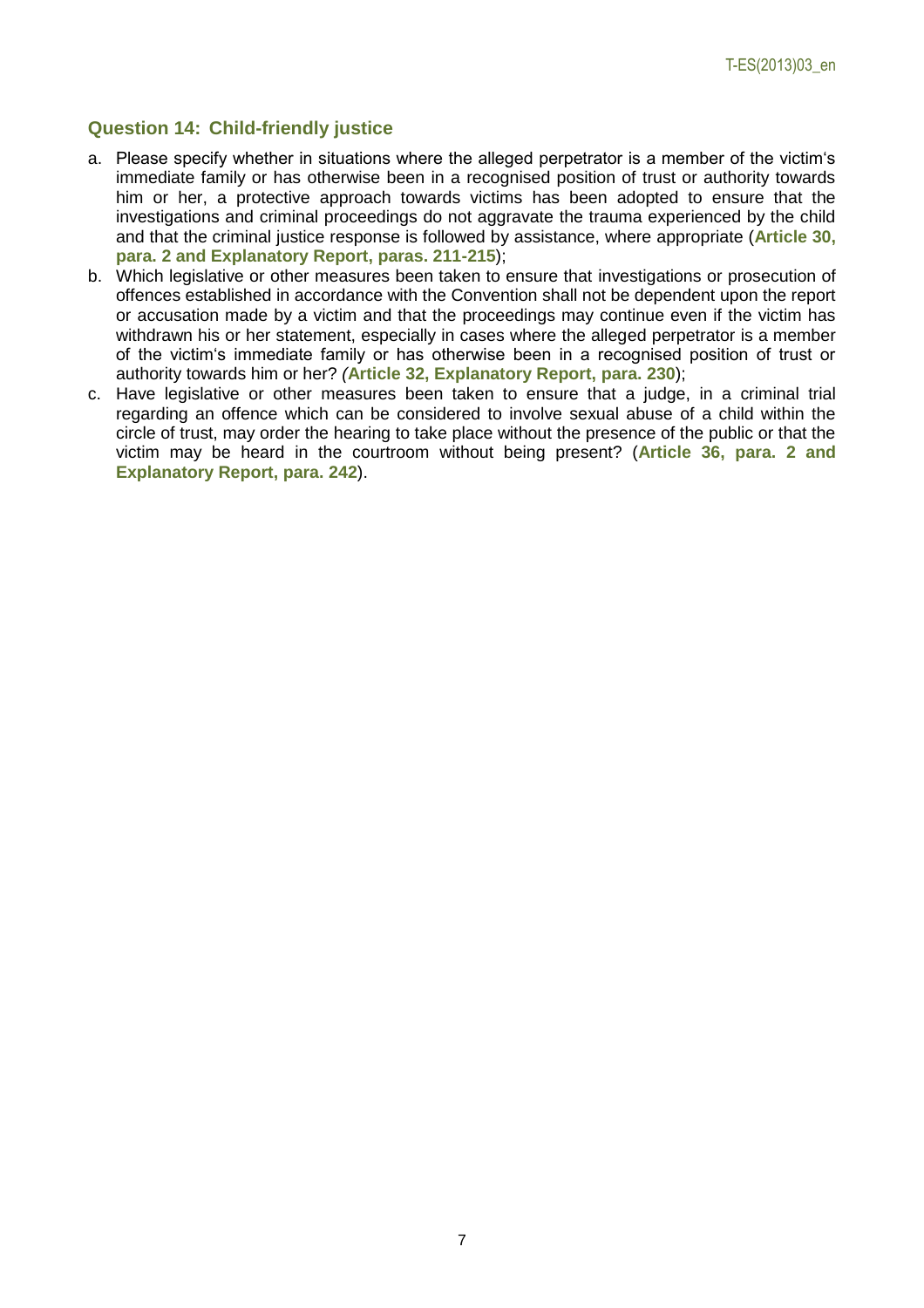### Question 14: Child-friendly justice

a. Please specify whether in situations where the alleged perpetrator is a member of the victim's immediate family or has otherwise been in a recognised position of trust or authority towards him or her, a protective approach towards victims has been adopted to ensure that the investigations and criminal proceedings do not aggravate the trauma experienced by the child and that the criminal justice response is followed by assistance, where appropriate (**Article 30, para. 2 and Explanatory Report, paras. 211-215**);

b. Which legislative or other measures been taken to ensure that investigations or prosecution of offences established in accordance with the Convention shall not be dependent upon the report or accusation made by a victim and that the proceedings may continue even if the victim has withdrawn his or her statement, especially in cases where the alleged perpetrator is a member of the victim's immediate family or has otherwise been in a recognised position of trust or authority towards him or her? *(***Article 32, Explanatory Report, para. 230**);

c. Have legislative or other measures been taken to ensure that a judge, in a criminal trial regarding an offence which can be considered to involve sexual abuse of a child within the circle of trust, may order the hearing to take place without the presence of the public or that the victim may be heard in the courtroom without being present? (**Article 36, para. 2 and Explanatory Report, para. 242**).